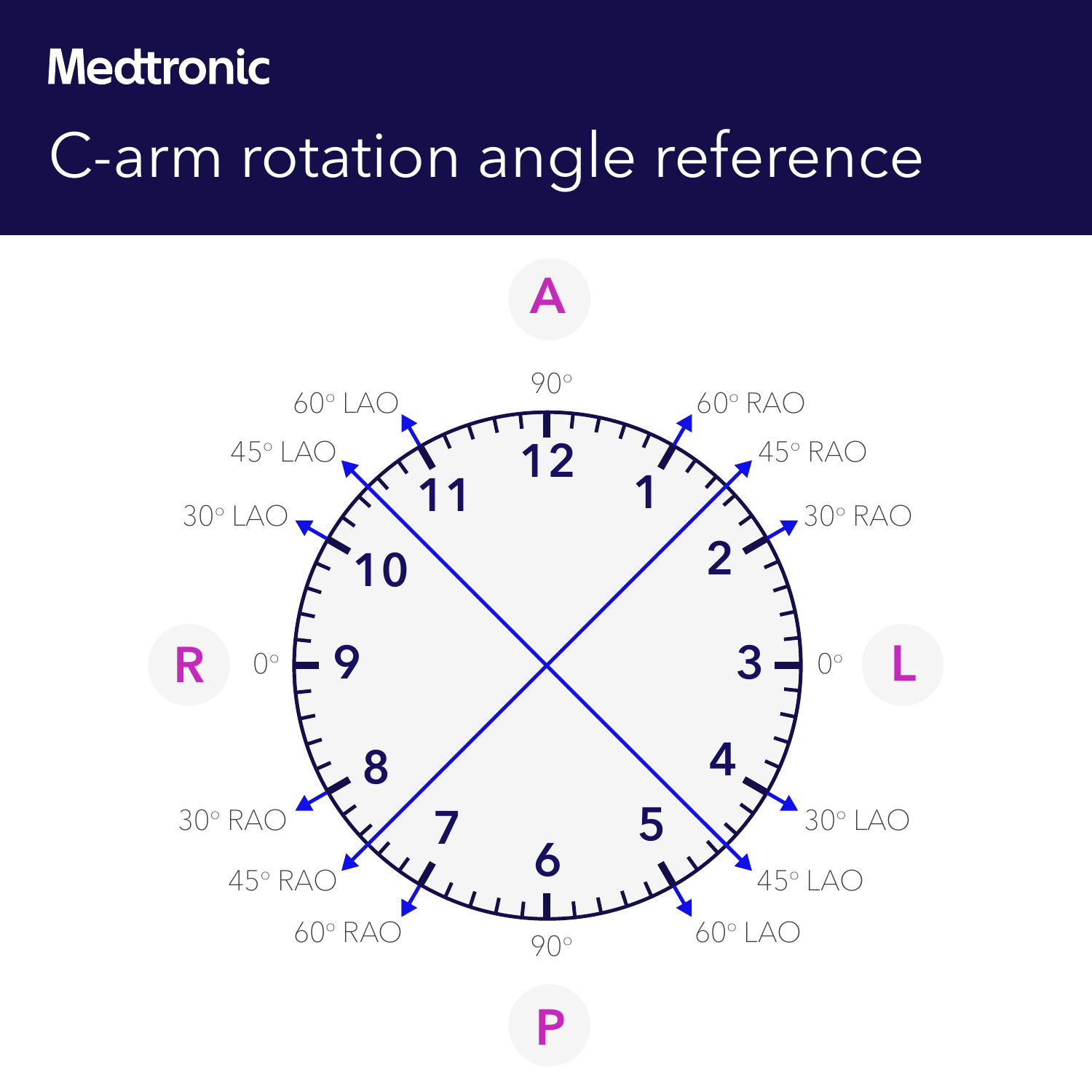Medtronic

# C-arm rotation angle reference

A

90°

60° LAO

60° RAO

45° LAO

45° RAO

30° LAO

30° RAO

R

0°

12

11

1

10

2

9

3

8

4

7

5

6

0°

L

30° RAO

30° LAO

45° RAO

45° LAO

60° RAO

60° LAO

90°

P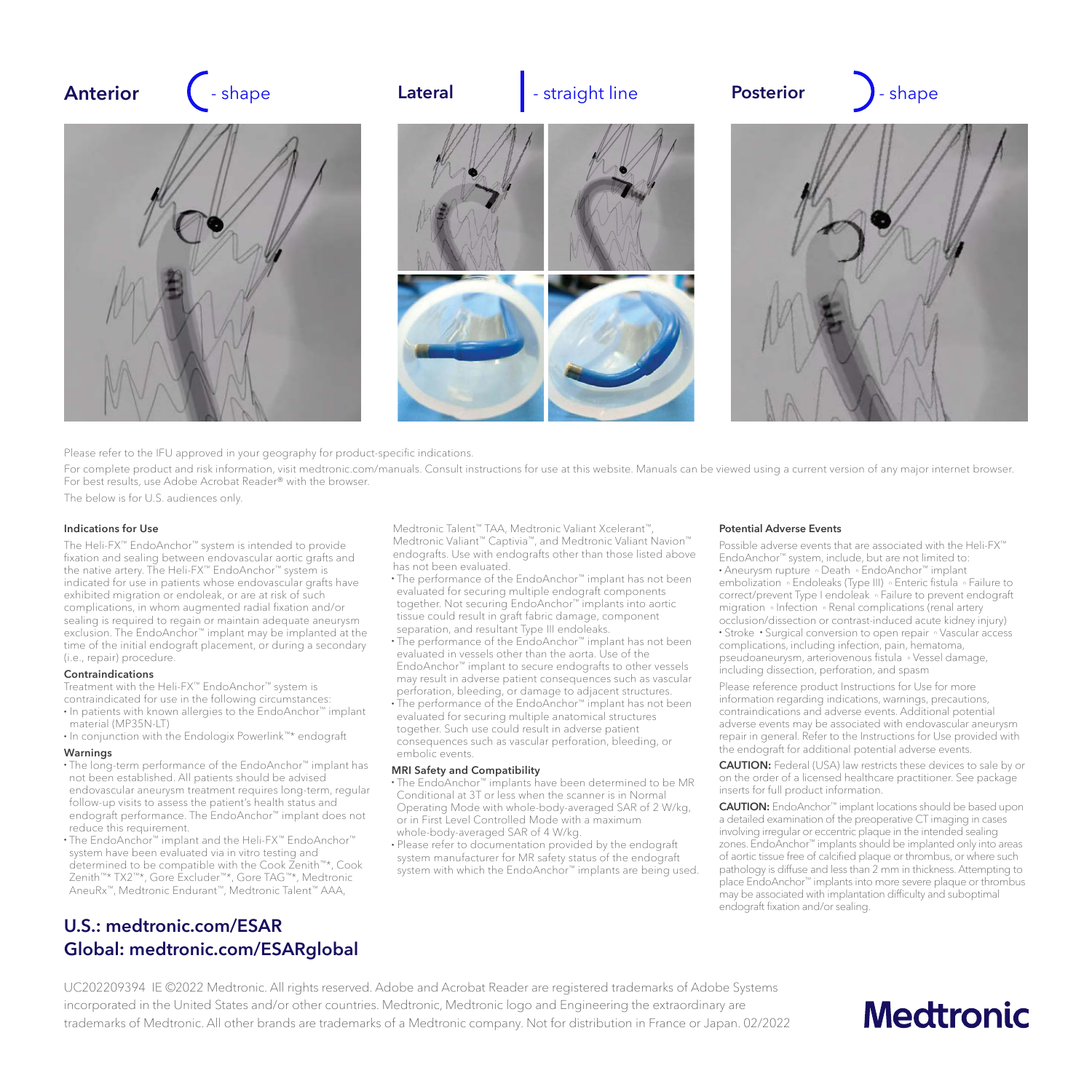**Anterior** ( - shape

**Lateral** | - straight line

**Posterior** ) - shape

Please refer to the IFU approved in your geography for product-specific indications.

For complete product and risk information, visit medtronic.com/manuals. Consult instructions for use at this website. Manuals can be viewed using a current version of any major internet browser. For best results, use Adobe Acrobat Reader® with the browser.

The below is for U.S. audiences only.

#### Indications for Use

The Heli-FX™ EndoAnchor™ system is intended to provide fixation and sealing between endovascular aortic grafts and the native artery. The Heli-FX™ EndoAnchor™ system is indicated for use in patients whose endovascular grafts have exhibited migration or endoleak, or are at risk of such complications, in whom augmented radial fixation and/or sealing is required to regain or maintain adequate aneurysm exclusion. The EndoAnchor™ implant may be implanted at the time of the initial endograft placement, or during a secondary (i.e., repair) procedure.

#### Contraindications

Treatment with the Heli-FX™ EndoAnchor™ system is contraindicated for use in the following circumstances:

- In patients with known allergies to the EndoAnchor™ implant material (MP35N-LT)
- In conjunction with the Endologix Powerlink™* endograft

#### Warnings

- The long-term performance of the EndoAnchor™ implant has not been established. All patients should be advised endovascular aneurysm treatment requires long-term, regular follow-up visits to assess the patient's health status and endograft performance. The EndoAnchor™ implant does not reduce this requirement.
- The EndoAnchor™ implant and the Heli-FX™ EndoAnchor™ system have been evaluated via in vitro testing and determined to be compatible with the Cook Zenith™*, Cook Zenith™* TX2™*, Gore Excluder™*, Gore TAG™*, Medtronic AneuRx™, Medtronic Endurant™, Medtronic Talent™ AAA, Medtronic Talent™ TAA, Medtronic Valiant Xcelerant™, Medtronic Valiant™ Captivia™, and Medtronic Valiant Navion™ endografts. Use with endografts other than those listed above has not been evaluated.
- The performance of the EndoAnchor™ implant has not been evaluated for securing multiple endograft components together. Not securing EndoAnchor™ implants into aortic tissue could result in graft fabric damage, component separation, and resultant Type III endoleaks.
- The performance of the EndoAnchor™ implant has not been evaluated in vessels other than the aorta. Use of the EndoAnchor™ implant to secure endografts to other vessels may result in adverse patient consequences such as vascular perforation, bleeding, or damage to adjacent structures.
- The performance of the EndoAnchor™ implant has not been evaluated for securing multiple anatomical structures together. Such use could result in adverse patient consequences such as vascular perforation, bleeding, or embolic events.

#### MRI Safety and Compatibility

- The EndoAnchor™ implants have been determined to be MR Conditional at 3T or less when the scanner is in Normal Operating Mode with whole-body-averaged SAR of 2 W/kg, or in First Level Controlled Mode with a maximum whole-body-averaged SAR of 4 W/kg.
- Please refer to documentation provided by the endograft system manufacturer for MR safety status of the endograft system with which the EndoAnchor™ implants are being used.

#### Potential Adverse Events

Possible adverse events that are associated with the Heli-FX™ EndoAnchor™ system, include, but are not limited to:
• Aneurysm rupture ▫ Death ▫ EndoAnchor™ implant embolization ▫ Endoleaks (Type III) ▫ Enteric fistula ▫ Failure to correct/prevent Type I endoleak ▫ Failure to prevent endograft migration ▫ Infection ▫ Renal complications (renal artery occlusion/dissection or contrast-induced acute kidney injury) • Stroke • Surgical conversion to open repair ▫ Vascular access complications, including infection, pain, hematoma, pseudoaneurysm, arteriovenous fistula ▫ Vessel damage, including dissection, perforation, and spasm

Please reference product Instructions for Use for more information regarding indications, warnings, precautions, contraindications and adverse events. Additional potential adverse events may be associated with endovascular aneurysm repair in general. Refer to the Instructions for Use provided with the endograft for additional potential adverse events.

**CAUTION:** Federal (USA) law restricts these devices to sale by or on the order of a licensed healthcare practitioner. See package inserts for full product information.

**CAUTION:** EndoAnchor™ implant locations should be based upon a detailed examination of the preoperative CT imaging in cases involving irregular or eccentric plaque in the intended sealing zones. EndoAnchor™ implants should be implanted only into areas of aortic tissue free of calcified plaque or thrombus, or where such pathology is diffuse and less than 2 mm in thickness. Attempting to place EndoAnchor™ implants into more severe plaque or thrombus may be associated with implantation difficulty and suboptimal endograft fixation and/or sealing.

**U.S.: medtronic.com/ESAR**
**Global: medtronic.com/ESARglobal**

UC202209394 IE ©2022 Medtronic. All rights reserved. Adobe and Acrobat Reader are registered trademarks of Adobe Systems incorporated in the United States and/or other countries. Medtronic, Medtronic logo and Engineering the extraordinary are trademarks of Medtronic. All other brands are trademarks of a Medtronic company. Not for distribution in France or Japan. 02/2022

**Medtronic**